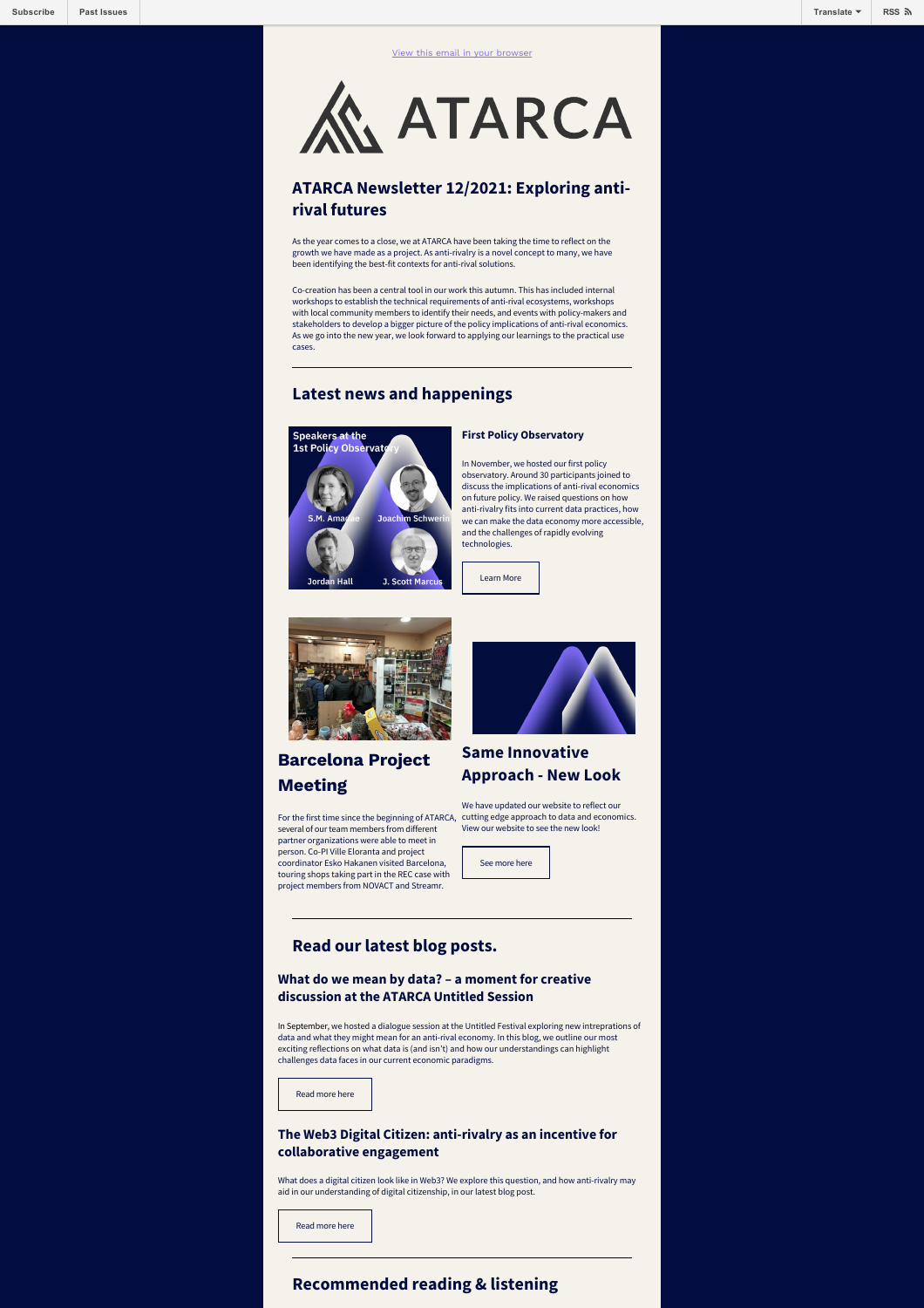Subscribe | Past Issues | Translate | RSS

[View this email in your browser]

ATARCA

## ATARCA Newsletter 12/2021: Exploring anti-rival futures

As the year comes to a close, we at ATARCA have been taking the time to reflect on the growth we have made as a project. As anti-rivalry is a novel concept to many, we have been identifying the best-fit contexts for anti-rival solutions.

Co-creation has been a central tool in our work this autumn. This has included internal workshops to establish the technical requirements of anti-rival ecosystems, workshops with local community members to identify their needs, and events with policy-makers and stakeholders to develop a bigger picture of the policy implications of anti-rival economics. As we go into the new year, we look forward to applying our learnings to the practical use cases.

---

## Latest news and happenings

Speakers at the 1st Policy Observatory

S.M. Amadae | Joachim Schwerin | Jordan Hall | J. Scott Marcus

### First Policy Observatory

In November, we hosted our first policy observatory. Around 30 participants joined to discuss the implications of anti-rival economics on future policy. We raised questions on how anti-rivalry fits into current data practices, how we can make the data economy more accessible, and the challenges of rapidly evolving technologies.

[Learn More]

### Barcelona Project Meeting

For the first time since the beginning of ATARCA, several of our team members from different partner organizations were able to meet in person. Co-PI Ville Eloranta and project coordinator Esko Hakanen visited Barcelona, touring shops taking part in the REC case with project members from NOVACT and Streamr.

### Same Innovative Approach - New Look

We have updated our website to reflect our cutting edge approach to data and economics. View our website to see the new look!

[See more here]

---

## Read our latest blog posts.

### What do we mean by data? – a moment for creative discussion at the ATARCA Untitled Session

In September, we hosted a dialogue session at the Untitled Festival exploring new intrepations of data and what they might mean for an anti-rival economy. In this blog, we outline our most exciting reflections on what data is (and isn't) and how our understandings can highlight challenges data faces in our current economic paradigms.

[Read more here]

### The Web3 Digital Citizen: anti-rivalry as an incentive for collaborative engagement

What does a digital citizen look like in Web3? We explore this question, and how anti-rivalry may aid in our understanding of digital citizenship, in our latest blog post.

[Read more here]

---

## Recommended reading & listening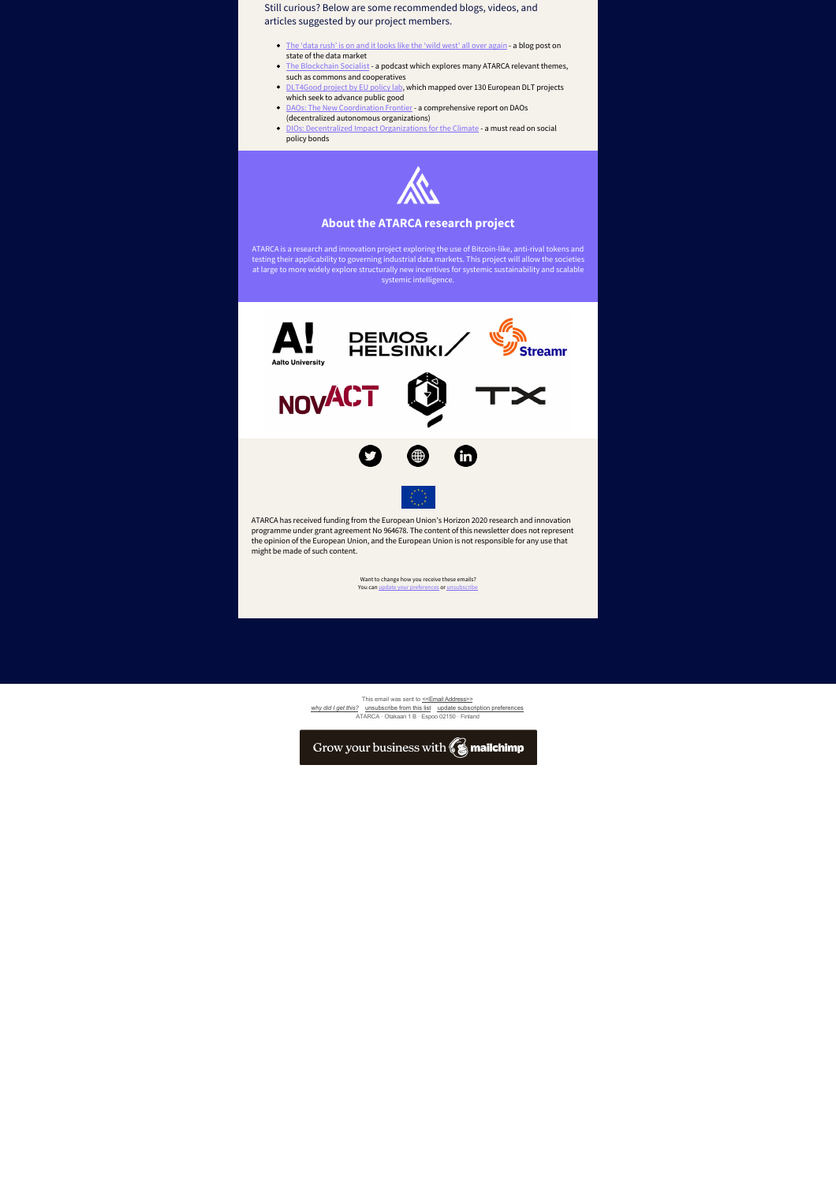Still curious? Below are some recommended blogs, videos, and articles suggested by our project members.

- The 'data rush' is on and it looks like the 'wild west' all over again - a blog post on state of the data market
- The Blockchain Socialist - a podcast which explores many ATARCA relevant themes, such as commons and cooperatives
- DLT4Good project by EU policy lab, which mapped over 130 European DLT projects which seek to advance public good
- DAOs: The New Coordination Frontier - a comprehensive report on DAOs (decentralized autonomous organizations)
- DIOs: Decentralized Impact Organizations for the Climate - a must read on social policy bonds

## About the ATARCA research project

ATARCA is a research and innovation project exploring the use of Bitcoin-like, anti-rival tokens and testing their applicability to governing industrial data markets. This project will allow the societies at large to more widely explore structurally new incentives for systemic sustainability and scalable systemic intelligence.

ATARCA has received funding from the European Union's Horizon 2020 research and innovation programme under grant agreement No 964678. The content of this newsletter does not represent the opinion of the European Union, and the European Union is not responsible for any use that might be made of such content.

Want to change how you receive these emails?
You can update your preferences or unsubscribe

This email was sent to <<Email Address>>
*why did I get this?* unsubscribe from this list update subscription preferences
ATARCA · Otakaari 1 B · Espoo 02150 · Finland

Grow your business with mailchimp